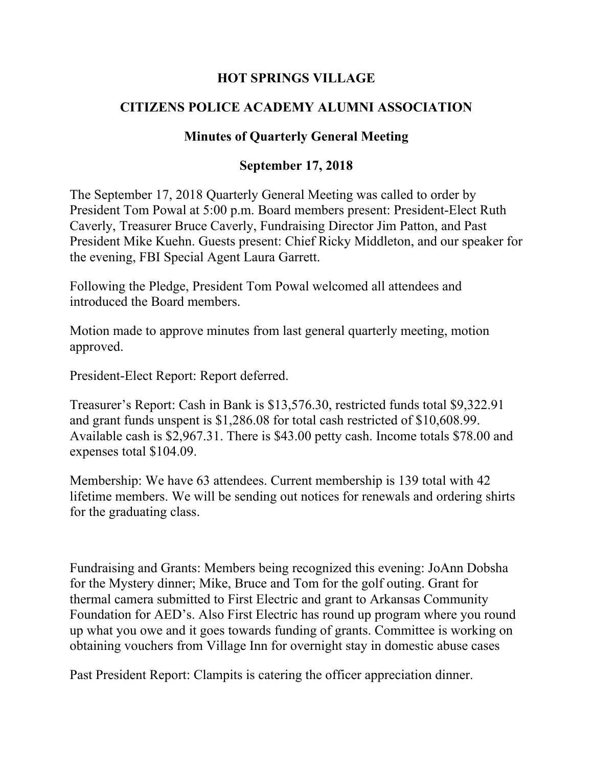# HOT SPRINGS VILLAGE

## CITIZENS POLICE ACADEMY ALUMNI ASSOCIATION

### Minutes of Quarterly General Meeting

### September 17, 2018

The September 17, 2018 Quarterly General Meeting was called to order by President Tom Powal at 5:00 p.m. Board members present: President-Elect Ruth Caverly, Treasurer Bruce Caverly, Fundraising Director Jim Patton, and Past President Mike Kuehn. Guests present: Chief Ricky Middleton, and our speaker for the evening, FBI Special Agent Laura Garrett.

Following the Pledge, President Tom Powal welcomed all attendees and introduced the Board members.

Motion made to approve minutes from last general quarterly meeting, motion approved.

President-Elect Report: Report deferred.

Treasurer's Report: Cash in Bank is $13,576.30, restricted funds total $9,322.91 and grant funds unspent is $1,286.08 for total cash restricted of $10,608.99. Available cash is $2,967.31. There is $43.00 petty cash. Income totals $78.00 and expenses total $104.09.

Membership: We have 63 attendees. Current membership is 139 total with 42 lifetime members. We will be sending out notices for renewals and ordering shirts for the graduating class.

Fundraising and Grants: Members being recognized this evening: JoAnn Dobsha for the Mystery dinner; Mike, Bruce and Tom for the golf outing. Grant for thermal camera submitted to First Electric and grant to Arkansas Community Foundation for AED's. Also First Electric has round up program where you round up what you owe and it goes towards funding of grants. Committee is working on obtaining vouchers from Village Inn for overnight stay in domestic abuse cases

Past President Report: Clampits is catering the officer appreciation dinner.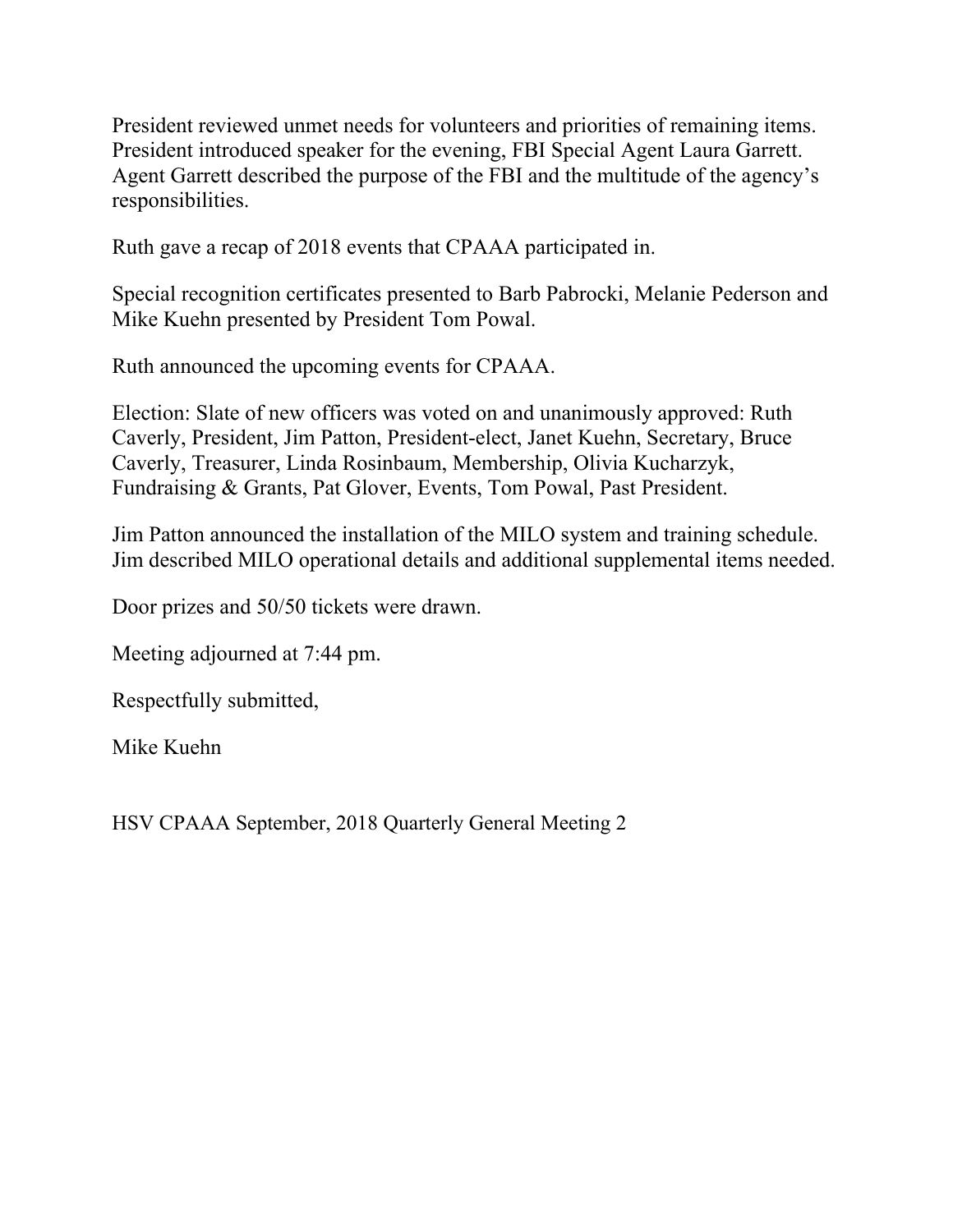President reviewed unmet needs for volunteers and priorities of remaining items. President introduced speaker for the evening, FBI Special Agent Laura Garrett. Agent Garrett described the purpose of the FBI and the multitude of the agency's responsibilities.

Ruth gave a recap of 2018 events that CPAAA participated in.

Special recognition certificates presented to Barb Pabrocki, Melanie Pederson and Mike Kuehn presented by President Tom Powal.

Ruth announced the upcoming events for CPAAA.

Election: Slate of new officers was voted on and unanimously approved: Ruth Caverly, President, Jim Patton, President-elect, Janet Kuehn, Secretary, Bruce Caverly, Treasurer, Linda Rosinbaum, Membership, Olivia Kucharzyk, Fundraising & Grants, Pat Glover, Events, Tom Powal, Past President.

Jim Patton announced the installation of the MILO system and training schedule. Jim described MILO operational details and additional supplemental items needed.

Door prizes and 50/50 tickets were drawn.

Meeting adjourned at 7:44 pm.

Respectfully submitted,

Mike Kuehn